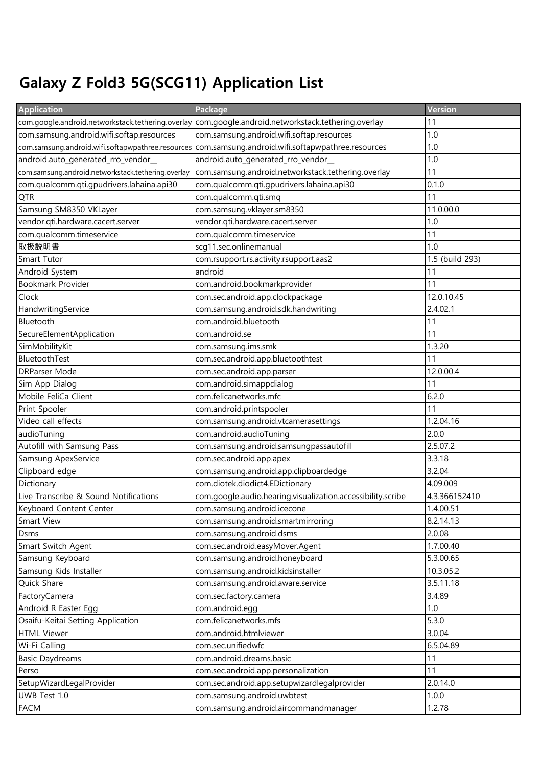# Galaxy Z Fold3 5G(SCG11) Application List

| Application | Package | Version |
|---|---|---|
| com.google.android.networkstack.tethering.overlay | com.google.android.networkstack.tethering.overlay | 11 |
| com.samsung.android.wifi.softap.resources | com.samsung.android.wifi.softap.resources | 1.0 |
| com.samsung.android.wifi.softapwpathree.resources | com.samsung.android.wifi.softapwpathree.resources | 1.0 |
| android.auto_generated_rro_vendor__ | android.auto_generated_rro_vendor__ | 1.0 |
| com.samsung.android.networkstack.tethering.overlay | com.samsung.android.networkstack.tethering.overlay | 11 |
| com.qualcomm.qti.gpudrivers.lahaina.api30 | com.qualcomm.qti.gpudrivers.lahaina.api30 | 0.1.0 |
| QTR | com.qualcomm.qti.smq | 11 |
| Samsung SM8350 VKLayer | com.samsung.vklayer.sm8350 | 11.0.00.0 |
| vendor.qti.hardware.cacert.server | vendor.qti.hardware.cacert.server | 1.0 |
| com.qualcomm.timeservice | com.qualcomm.timeservice | 11 |
| 取扱説明書 | scg11.sec.onlinemanual | 1.0 |
| Smart Tutor | com.rsupport.rs.activity.rsupport.aas2 | 1.5 (build 293) |
| Android System | android | 11 |
| Bookmark Provider | com.android.bookmarkprovider | 11 |
| Clock | com.sec.android.app.clockpackage | 12.0.10.45 |
| HandwritingService | com.samsung.android.sdk.handwriting | 2.4.02.1 |
| Bluetooth | com.android.bluetooth | 11 |
| SecureElementApplication | com.android.se | 11 |
| SimMobilityKit | com.samsung.ims.smk | 1.3.20 |
| BluetoothTest | com.sec.android.app.bluetoothtest | 11 |
| DRParser Mode | com.sec.android.app.parser | 12.0.00.4 |
| Sim App Dialog | com.android.simappdialog | 11 |
| Mobile FeliCa Client | com.felicanetworks.mfc | 6.2.0 |
| Print Spooler | com.android.printspooler | 11 |
| Video call effects | com.samsung.android.vtcamerasettings | 1.2.04.16 |
| audioTuning | com.android.audioTuning | 2.0.0 |
| Autofill with Samsung Pass | com.samsung.android.samsungpassautofill | 2.5.07.2 |
| Samsung ApexService | com.sec.android.app.apex | 3.3.18 |
| Clipboard edge | com.samsung.android.app.clipboardedge | 3.2.04 |
| Dictionary | com.diotek.diodict4.EDictionary | 4.09.009 |
| Live Transcribe & Sound Notifications | com.google.audio.hearing.visualization.accessibility.scribe | 4.3.366152410 |
| Keyboard Content Center | com.samsung.android.icecone | 1.4.00.51 |
| Smart View | com.samsung.android.smartmirroring | 8.2.14.13 |
| Dsms | com.samsung.android.dsms | 2.0.08 |
| Smart Switch Agent | com.sec.android.easyMover.Agent | 1.7.00.40 |
| Samsung Keyboard | com.samsung.android.honeyboard | 5.3.00.65 |
| Samsung Kids Installer | com.samsung.android.kidsinstaller | 10.3.05.2 |
| Quick Share | com.samsung.android.aware.service | 3.5.11.18 |
| FactoryCamera | com.sec.factory.camera | 3.4.89 |
| Android R Easter Egg | com.android.egg | 1.0 |
| Osaifu-Keitai Setting Application | com.felicanetworks.mfs | 5.3.0 |
| HTML Viewer | com.android.htmlviewer | 3.0.04 |
| Wi-Fi Calling | com.sec.unifiedwfc | 6.5.04.89 |
| Basic Daydreams | com.android.dreams.basic | 11 |
| Perso | com.sec.android.app.personalization | 11 |
| SetupWizardLegalProvider | com.sec.android.app.setupwizardlegalprovider | 2.0.14.0 |
| UWB Test 1.0 | com.samsung.android.uwbtest | 1.0.0 |
| FACM | com.samsung.android.aircommandmanager | 1.2.78 |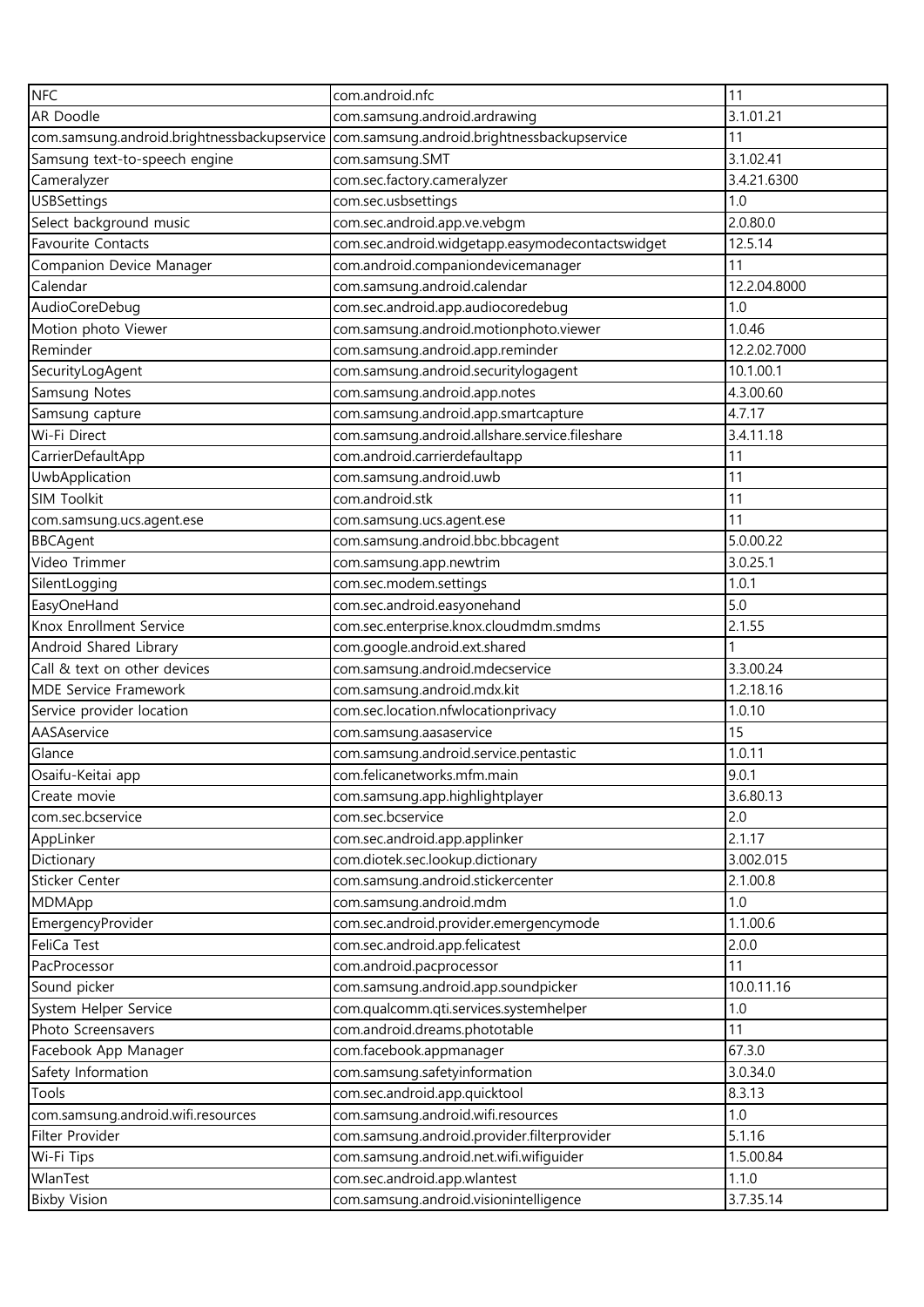| NFC | com.android.nfc | 11 |
|---|---|---|
| AR Doodle | com.samsung.android.ardrawing | 3.1.01.21 |
| com.samsung.android.brightnessbackupservice | com.samsung.android.brightnessbackupservice | 11 |
| Samsung text-to-speech engine | com.samsung.SMT | 3.1.02.41 |
| Cameralyzer | com.sec.factory.cameralyzer | 3.4.21.6300 |
| USBSettings | com.sec.usbsettings | 1.0 |
| Select background music | com.sec.android.app.ve.vebgm | 2.0.80.0 |
| Favourite Contacts | com.sec.android.widgetapp.easymodecontactswidget | 12.5.14 |
| Companion Device Manager | com.android.companiondevicemanager | 11 |
| Calendar | com.samsung.android.calendar | 12.2.04.8000 |
| AudioCoreDebug | com.sec.android.app.audiocoredebug | 1.0 |
| Motion photo Viewer | com.samsung.android.motionphoto.viewer | 1.0.46 |
| Reminder | com.samsung.android.app.reminder | 12.2.02.7000 |
| SecurityLogAgent | com.samsung.android.securitylogagent | 10.1.00.1 |
| Samsung Notes | com.samsung.android.app.notes | 4.3.00.60 |
| Samsung capture | com.samsung.android.app.smartcapture | 4.7.17 |
| Wi-Fi Direct | com.samsung.android.allshare.service.fileshare | 3.4.11.18 |
| CarrierDefaultApp | com.android.carrierdefaultapp | 11 |
| UwbApplication | com.samsung.android.uwb | 11 |
| SIM Toolkit | com.android.stk | 11 |
| com.samsung.ucs.agent.ese | com.samsung.ucs.agent.ese | 11 |
| BBCAgent | com.samsung.android.bbc.bbcagent | 5.0.00.22 |
| Video Trimmer | com.samsung.app.newtrim | 3.0.25.1 |
| SilentLogging | com.sec.modem.settings | 1.0.1 |
| EasyOneHand | com.sec.android.easyonehand | 5.0 |
| Knox Enrollment Service | com.sec.enterprise.knox.cloudmdm.smdms | 2.1.55 |
| Android Shared Library | com.google.android.ext.shared | 1 |
| Call & text on other devices | com.samsung.android.mdecservice | 3.3.00.24 |
| MDE Service Framework | com.samsung.android.mdx.kit | 1.2.18.16 |
| Service provider location | com.sec.location.nfwlocationprivacy | 1.0.10 |
| AASAservice | com.samsung.aasaservice | 15 |
| Glance | com.samsung.android.service.pentastic | 1.0.11 |
| Osaifu-Keitai app | com.felicanetworks.mfm.main | 9.0.1 |
| Create movie | com.samsung.app.highlightplayer | 3.6.80.13 |
| com.sec.bcservice | com.sec.bcservice | 2.0 |
| AppLinker | com.sec.android.app.applinker | 2.1.17 |
| Dictionary | com.diotek.sec.lookup.dictionary | 3.002.015 |
| Sticker Center | com.samsung.android.stickercenter | 2.1.00.8 |
| MDMApp | com.samsung.android.mdm | 1.0 |
| EmergencyProvider | com.sec.android.provider.emergencymode | 1.1.00.6 |
| FeliCa Test | com.sec.android.app.felicatest | 2.0.0 |
| PacProcessor | com.android.pacprocessor | 11 |
| Sound picker | com.samsung.android.app.soundpicker | 10.0.11.16 |
| System Helper Service | com.qualcomm.qti.services.systemhelper | 1.0 |
| Photo Screensavers | com.android.dreams.phototable | 11 |
| Facebook App Manager | com.facebook.appmanager | 67.3.0 |
| Safety Information | com.samsung.safetyinformation | 3.0.34.0 |
| Tools | com.sec.android.app.quicktool | 8.3.13 |
| com.samsung.android.wifi.resources | com.samsung.android.wifi.resources | 1.0 |
| Filter Provider | com.samsung.android.provider.filterprovider | 5.1.16 |
| Wi-Fi Tips | com.samsung.android.net.wifi.wifiguider | 1.5.00.84 |
| WlanTest | com.sec.android.app.wlantest | 1.1.0 |
| Bixby Vision | com.samsung.android.visionintelligence | 3.7.35.14 |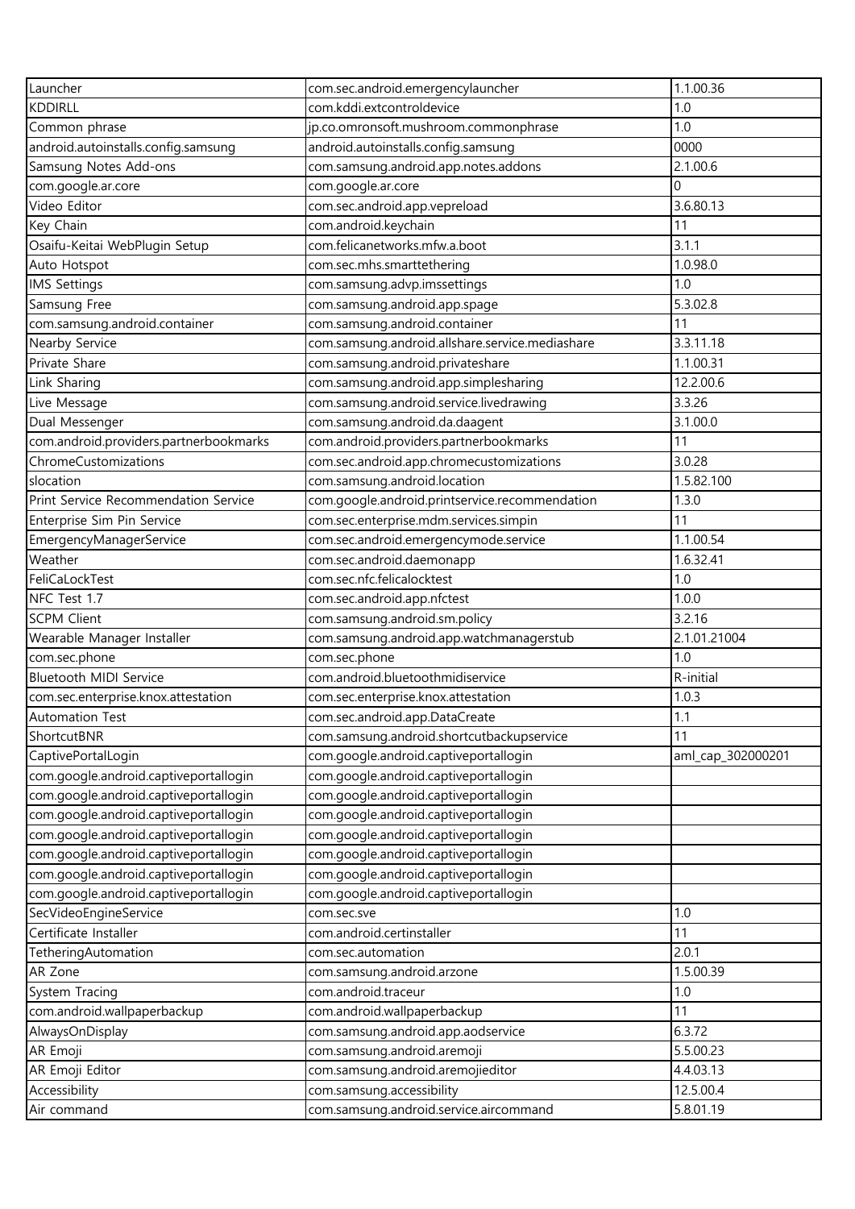| Launcher | com.sec.android.emergencylauncher | 1.1.00.36 |
|---|---|---|
| KDDIRLL | com.kddi.extcontroldevice | 1.0 |
| Common phrase | jp.co.omronsoft.mushroom.commonphrase | 1.0 |
| android.autoinstalls.config.samsung | android.autoinstalls.config.samsung | 0000 |
| Samsung Notes Add-ons | com.samsung.android.app.notes.addons | 2.1.00.6 |
| com.google.ar.core | com.google.ar.core | 0 |
| Video Editor | com.sec.android.app.vepreload | 3.6.80.13 |
| Key Chain | com.android.keychain | 11 |
| Osaifu-Keitai WebPlugin Setup | com.felicanetworks.mfw.a.boot | 3.1.1 |
| Auto Hotspot | com.sec.mhs.smarttethering | 1.0.98.0 |
| IMS Settings | com.samsung.advp.imssettings | 1.0 |
| Samsung Free | com.samsung.android.app.spage | 5.3.02.8 |
| com.samsung.android.container | com.samsung.android.container | 11 |
| Nearby Service | com.samsung.android.allshare.service.mediashare | 3.3.11.18 |
| Private Share | com.samsung.android.privateshare | 1.1.00.31 |
| Link Sharing | com.samsung.android.app.simplesharing | 12.2.00.6 |
| Live Message | com.samsung.android.service.livedrawing | 3.3.26 |
| Dual Messenger | com.samsung.android.da.daagent | 3.1.00.0 |
| com.android.providers.partnerbookmarks | com.android.providers.partnerbookmarks | 11 |
| ChromeCustomizations | com.sec.android.app.chromecustomizations | 3.0.28 |
| slocation | com.samsung.android.location | 1.5.82.100 |
| Print Service Recommendation Service | com.google.android.printservice.recommendation | 1.3.0 |
| Enterprise Sim Pin Service | com.sec.enterprise.mdm.services.simpin | 11 |
| EmergencyManagerService | com.sec.android.emergencymode.service | 1.1.00.54 |
| Weather | com.sec.android.daemonapp | 1.6.32.41 |
| FeliCaLockTest | com.sec.nfc.felicalocktest | 1.0 |
| NFC Test 1.7 | com.sec.android.app.nfctest | 1.0.0 |
| SCPM Client | com.samsung.android.sm.policy | 3.2.16 |
| Wearable Manager Installer | com.samsung.android.app.watchmanagerstub | 2.1.01.21004 |
| com.sec.phone | com.sec.phone | 1.0 |
| Bluetooth MIDI Service | com.android.bluetoothmidiservice | R-initial |
| com.sec.enterprise.knox.attestation | com.sec.enterprise.knox.attestation | 1.0.3 |
| Automation Test | com.sec.android.app.DataCreate | 1.1 |
| ShortcutBNR | com.samsung.android.shortcutbackupservice | 11 |
| CaptivePortalLogin | com.google.android.captiveportallogin | aml_cap_302000201 |
| com.google.android.captiveportallogin | com.google.android.captiveportallogin | |
| com.google.android.captiveportallogin | com.google.android.captiveportallogin | |
| com.google.android.captiveportallogin | com.google.android.captiveportallogin | |
| com.google.android.captiveportallogin | com.google.android.captiveportallogin | |
| com.google.android.captiveportallogin | com.google.android.captiveportallogin | |
| com.google.android.captiveportallogin | com.google.android.captiveportallogin | |
| com.google.android.captiveportallogin | com.google.android.captiveportallogin | |
| SecVideoEngineService | com.sec.sve | 1.0 |
| Certificate Installer | com.android.certinstaller | 11 |
| TetheringAutomation | com.sec.automation | 2.0.1 |
| AR Zone | com.samsung.android.arzone | 1.5.00.39 |
| System Tracing | com.android.traceur | 1.0 |
| com.android.wallpaperbackup | com.android.wallpaperbackup | 11 |
| AlwaysOnDisplay | com.samsung.android.app.aodservice | 6.3.72 |
| AR Emoji | com.samsung.android.aremoji | 5.5.00.23 |
| AR Emoji Editor | com.samsung.android.aremojieditor | 4.4.03.13 |
| Accessibility | com.samsung.accessibility | 12.5.00.4 |
| Air command | com.samsung.android.service.aircommand | 5.8.01.19 |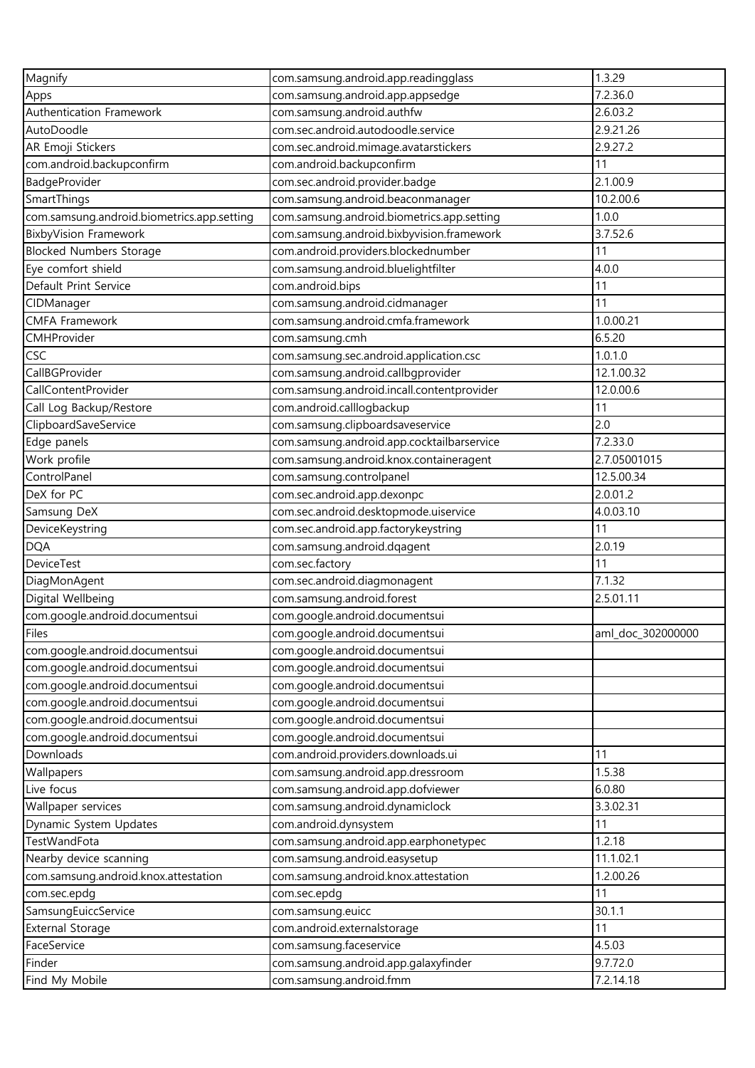| Magnify | com.samsung.android.app.readingglass | 1.3.29 |
|---|---|---|
| Apps | com.samsung.android.app.appsedge | 7.2.36.0 |
| Authentication Framework | com.samsung.android.authfw | 2.6.03.2 |
| AutoDoodle | com.sec.android.autodoodle.service | 2.9.21.26 |
| AR Emoji Stickers | com.sec.android.mimage.avatarstickers | 2.9.27.2 |
| com.android.backupconfirm | com.android.backupconfirm | 11 |
| BadgeProvider | com.sec.android.provider.badge | 2.1.00.9 |
| SmartThings | com.samsung.android.beaconmanager | 10.2.00.6 |
| com.samsung.android.biometrics.app.setting | com.samsung.android.biometrics.app.setting | 1.0.0 |
| BixbyVision Framework | com.samsung.android.bixbyvision.framework | 3.7.52.6 |
| Blocked Numbers Storage | com.android.providers.blockednumber | 11 |
| Eye comfort shield | com.samsung.android.bluelightfilter | 4.0.0 |
| Default Print Service | com.android.bips | 11 |
| CIDManager | com.samsung.android.cidmanager | 11 |
| CMFA Framework | com.samsung.android.cmfa.framework | 1.0.00.21 |
| CMHProvider | com.samsung.cmh | 6.5.20 |
| CSC | com.samsung.sec.android.application.csc | 1.0.1.0 |
| CallBGProvider | com.samsung.android.callbgprovider | 12.1.00.32 |
| CallContentProvider | com.samsung.android.incall.contentprovider | 12.0.00.6 |
| Call Log Backup/Restore | com.android.calllogbackup | 11 |
| ClipboardSaveService | com.samsung.clipboardsaveservice | 2.0 |
| Edge panels | com.samsung.android.app.cocktailbarservice | 7.2.33.0 |
| Work profile | com.samsung.android.knox.containeragent | 2.7.05001015 |
| ControlPanel | com.samsung.controlpanel | 12.5.00.34 |
| DeX for PC | com.sec.android.app.dexonpc | 2.0.01.2 |
| Samsung DeX | com.sec.android.desktopmode.uiservice | 4.0.03.10 |
| DeviceKeystring | com.sec.android.app.factorykeystring | 11 |
| DQA | com.samsung.android.dqagent | 2.0.19 |
| DeviceTest | com.sec.factory | 11 |
| DiagMonAgent | com.sec.android.diagmonagent | 7.1.32 |
| Digital Wellbeing | com.samsung.android.forest | 2.5.01.11 |
| com.google.android.documentsui | com.google.android.documentsui | |
| Files | com.google.android.documentsui | aml_doc_302000000 |
| com.google.android.documentsui | com.google.android.documentsui | |
| com.google.android.documentsui | com.google.android.documentsui | |
| com.google.android.documentsui | com.google.android.documentsui | |
| com.google.android.documentsui | com.google.android.documentsui | |
| com.google.android.documentsui | com.google.android.documentsui | |
| com.google.android.documentsui | com.google.android.documentsui | |
| Downloads | com.android.providers.downloads.ui | 11 |
| Wallpapers | com.samsung.android.app.dressroom | 1.5.38 |
| Live focus | com.samsung.android.app.dofviewer | 6.0.80 |
| Wallpaper services | com.samsung.android.dynamiclock | 3.3.02.31 |
| Dynamic System Updates | com.android.dynsystem | 11 |
| TestWandFota | com.samsung.android.app.earphonetypec | 1.2.18 |
| Nearby device scanning | com.samsung.android.easysetup | 11.1.02.1 |
| com.samsung.android.knox.attestation | com.samsung.android.knox.attestation | 1.2.00.26 |
| com.sec.epdg | com.sec.epdg | 11 |
| SamsungEuiccService | com.samsung.euicc | 30.1.1 |
| External Storage | com.android.externalstorage | 11 |
| FaceService | com.samsung.faceservice | 4.5.03 |
| Finder | com.samsung.android.app.galaxyfinder | 9.7.72.0 |
| Find My Mobile | com.samsung.android.fmm | 7.2.14.18 |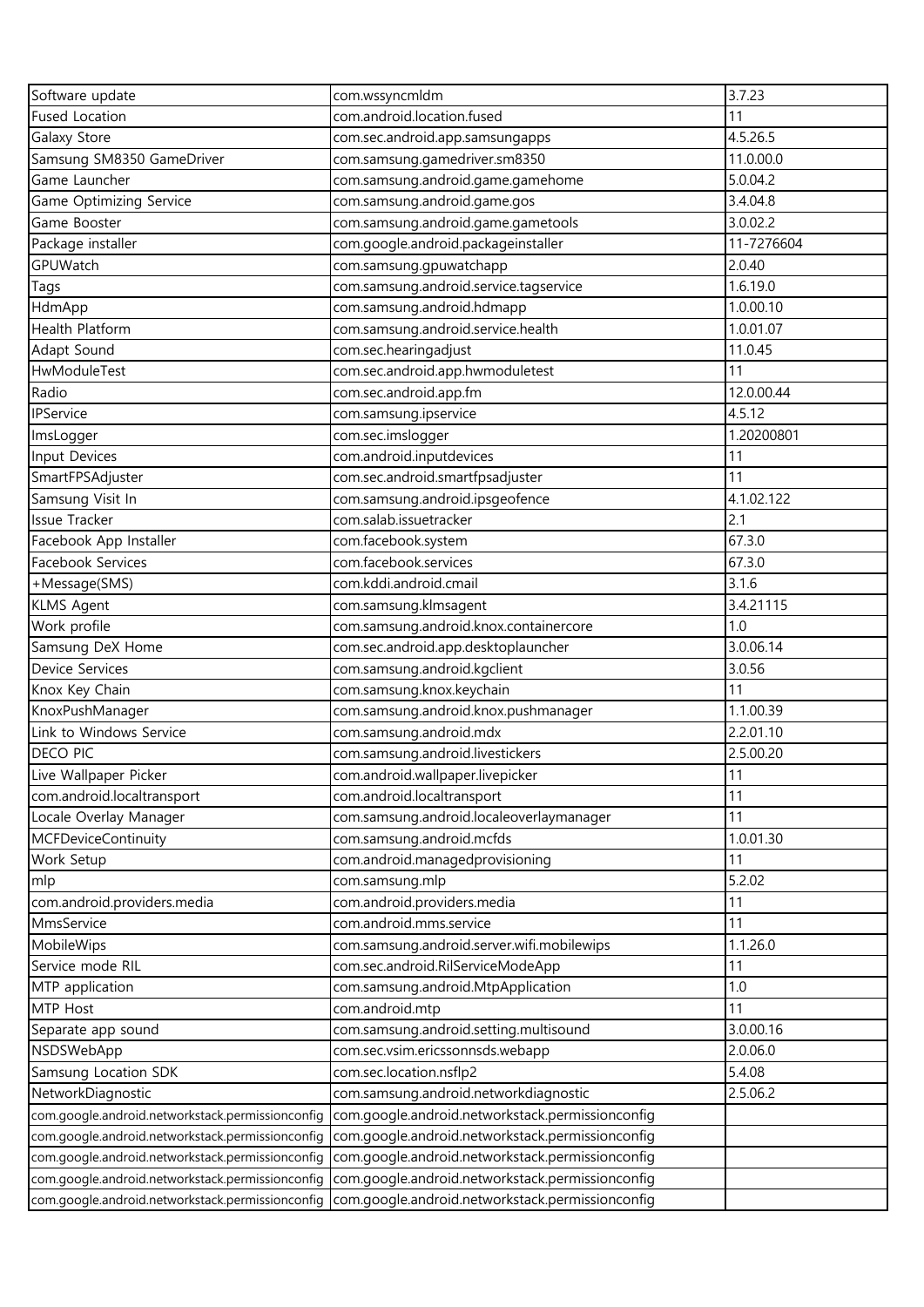| Software update | com.wssyncmldm | 3.7.23 |
|---|---|---|
| Fused Location | com.android.location.fused | 11 |
| Galaxy Store | com.sec.android.app.samsungapps | 4.5.26.5 |
| Samsung SM8350 GameDriver | com.samsung.gamedriver.sm8350 | 11.0.00.0 |
| Game Launcher | com.samsung.android.game.gamehome | 5.0.04.2 |
| Game Optimizing Service | com.samsung.android.game.gos | 3.4.04.8 |
| Game Booster | com.samsung.android.game.gametools | 3.0.02.2 |
| Package installer | com.google.android.packageinstaller | 11-7276604 |
| GPUWatch | com.samsung.gpuwatchapp | 2.0.40 |
| Tags | com.samsung.android.service.tagservice | 1.6.19.0 |
| HdmApp | com.samsung.android.hdmapp | 1.0.00.10 |
| Health Platform | com.samsung.android.service.health | 1.0.01.07 |
| Adapt Sound | com.sec.hearingadjust | 11.0.45 |
| HwModuleTest | com.sec.android.app.hwmoduletest | 11 |
| Radio | com.sec.android.app.fm | 12.0.00.44 |
| IPService | com.samsung.ipservice | 4.5.12 |
| ImsLogger | com.sec.imslogger | 1.20200801 |
| Input Devices | com.android.inputdevices | 11 |
| SmartFPSAdjuster | com.sec.android.smartfpsadjuster | 11 |
| Samsung Visit In | com.samsung.android.ipsgeofence | 4.1.02.122 |
| Issue Tracker | com.salab.issuetracker | 2.1 |
| Facebook App Installer | com.facebook.system | 67.3.0 |
| Facebook Services | com.facebook.services | 67.3.0 |
| +Message(SMS) | com.kddi.android.cmail | 3.1.6 |
| KLMS Agent | com.samsung.klmsagent | 3.4.21115 |
| Work profile | com.samsung.android.knox.containercore | 1.0 |
| Samsung DeX Home | com.sec.android.app.desktoplauncher | 3.0.06.14 |
| Device Services | com.samsung.android.kgclient | 3.0.56 |
| Knox Key Chain | com.samsung.knox.keychain | 11 |
| KnoxPushManager | com.samsung.android.knox.pushmanager | 1.1.00.39 |
| Link to Windows Service | com.samsung.android.mdx | 2.2.01.10 |
| DECO PIC | com.samsung.android.livestickers | 2.5.00.20 |
| Live Wallpaper Picker | com.android.wallpaper.livepicker | 11 |
| com.android.localtransport | com.android.localtransport | 11 |
| Locale Overlay Manager | com.samsung.android.localeoverlaymanager | 11 |
| MCFDeviceContinuity | com.samsung.android.mcfds | 1.0.01.30 |
| Work Setup | com.android.managedprovisioning | 11 |
| mlp | com.samsung.mlp | 5.2.02 |
| com.android.providers.media | com.android.providers.media | 11 |
| MmsService | com.android.mms.service | 11 |
| MobileWips | com.samsung.android.server.wifi.mobilewips | 1.1.26.0 |
| Service mode RIL | com.sec.android.RilServiceModeApp | 11 |
| MTP application | com.samsung.android.MtpApplication | 1.0 |
| MTP Host | com.android.mtp | 11 |
| Separate app sound | com.samsung.android.setting.multisound | 3.0.00.16 |
| NSDSWebApp | com.sec.vsim.ericssonnsds.webapp | 2.0.06.0 |
| Samsung Location SDK | com.sec.location.nsflp2 | 5.4.08 |
| NetworkDiagnostic | com.samsung.android.networkdiagnostic | 2.5.06.2 |
| com.google.android.networkstack.permissionconfig | com.google.android.networkstack.permissionconfig | |
| com.google.android.networkstack.permissionconfig | com.google.android.networkstack.permissionconfig | |
| com.google.android.networkstack.permissionconfig | com.google.android.networkstack.permissionconfig | |
| com.google.android.networkstack.permissionconfig | com.google.android.networkstack.permissionconfig | |
| com.google.android.networkstack.permissionconfig | com.google.android.networkstack.permissionconfig | |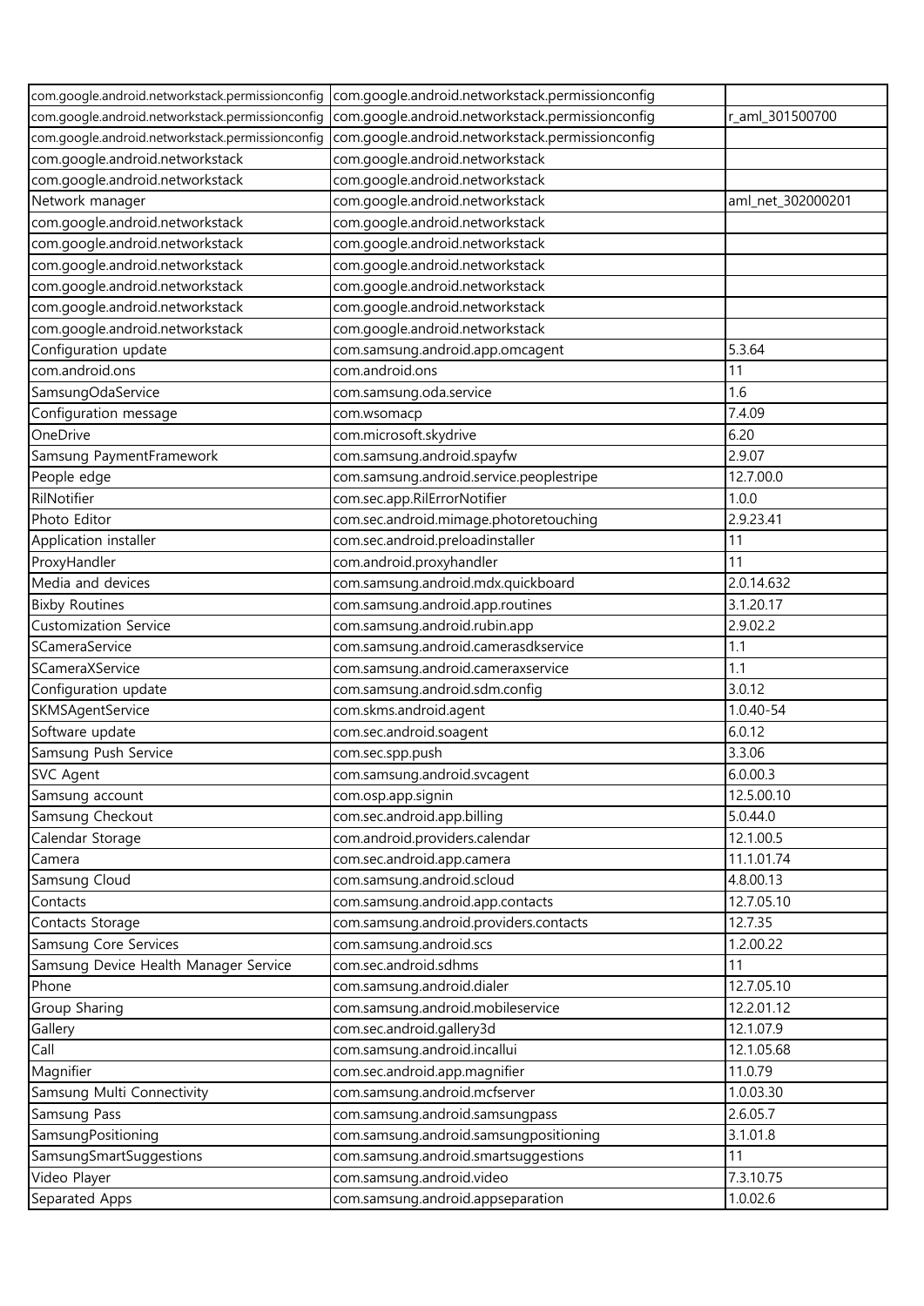| com.google.android.networkstack.permissionconfig | com.google.android.networkstack.permissionconfig | |
|---|---|---|
| com.google.android.networkstack.permissionconfig | com.google.android.networkstack.permissionconfig | r_aml_301500700 |
| com.google.android.networkstack.permissionconfig | com.google.android.networkstack.permissionconfig | |
| com.google.android.networkstack | com.google.android.networkstack | |
| com.google.android.networkstack | com.google.android.networkstack | |
| Network manager | com.google.android.networkstack | aml_net_302000201 |
| com.google.android.networkstack | com.google.android.networkstack | |
| com.google.android.networkstack | com.google.android.networkstack | |
| com.google.android.networkstack | com.google.android.networkstack | |
| com.google.android.networkstack | com.google.android.networkstack | |
| com.google.android.networkstack | com.google.android.networkstack | |
| com.google.android.networkstack | com.google.android.networkstack | |
| Configuration update | com.samsung.android.app.omcagent | 5.3.64 |
| com.android.ons | com.android.ons | 11 |
| SamsungOdaService | com.samsung.oda.service | 1.6 |
| Configuration message | com.wsomacp | 7.4.09 |
| OneDrive | com.microsoft.skydrive | 6.20 |
| Samsung PaymentFramework | com.samsung.android.spayfw | 2.9.07 |
| People edge | com.samsung.android.service.peoplestripe | 12.7.00.0 |
| RilNotifier | com.sec.app.RilErrorNotifier | 1.0.0 |
| Photo Editor | com.sec.android.mimage.photoretouching | 2.9.23.41 |
| Application installer | com.sec.android.preloadinstaller | 11 |
| ProxyHandler | com.android.proxyhandler | 11 |
| Media and devices | com.samsung.android.mdx.quickboard | 2.0.14.632 |
| Bixby Routines | com.samsung.android.app.routines | 3.1.20.17 |
| Customization Service | com.samsung.android.rubin.app | 2.9.02.2 |
| SCameraService | com.samsung.android.camerasdkservice | 1.1 |
| SCameraXService | com.samsung.android.cameraxservice | 1.1 |
| Configuration update | com.samsung.android.sdm.config | 3.0.12 |
| SKMSAgentService | com.skms.android.agent | 1.0.40-54 |
| Software update | com.sec.android.soagent | 6.0.12 |
| Samsung Push Service | com.sec.spp.push | 3.3.06 |
| SVC Agent | com.samsung.android.svcagent | 6.0.00.3 |
| Samsung account | com.osp.app.signin | 12.5.00.10 |
| Samsung Checkout | com.sec.android.app.billing | 5.0.44.0 |
| Calendar Storage | com.android.providers.calendar | 12.1.00.5 |
| Camera | com.sec.android.app.camera | 11.1.01.74 |
| Samsung Cloud | com.samsung.android.scloud | 4.8.00.13 |
| Contacts | com.samsung.android.app.contacts | 12.7.05.10 |
| Contacts Storage | com.samsung.android.providers.contacts | 12.7.35 |
| Samsung Core Services | com.samsung.android.scs | 1.2.00.22 |
| Samsung Device Health Manager Service | com.sec.android.sdhms | 11 |
| Phone | com.samsung.android.dialer | 12.7.05.10 |
| Group Sharing | com.samsung.android.mobileservice | 12.2.01.12 |
| Gallery | com.sec.android.gallery3d | 12.1.07.9 |
| Call | com.samsung.android.incallui | 12.1.05.68 |
| Magnifier | com.sec.android.app.magnifier | 11.0.79 |
| Samsung Multi Connectivity | com.samsung.android.mcfserver | 1.0.03.30 |
| Samsung Pass | com.samsung.android.samsungpass | 2.6.05.7 |
| SamsungPositioning | com.samsung.android.samsungpositioning | 3.1.01.8 |
| SamsungSmartSuggestions | com.samsung.android.smartsuggestions | 11 |
| Video Player | com.samsung.android.video | 7.3.10.75 |
| Separated Apps | com.samsung.android.appseparation | 1.0.02.6 |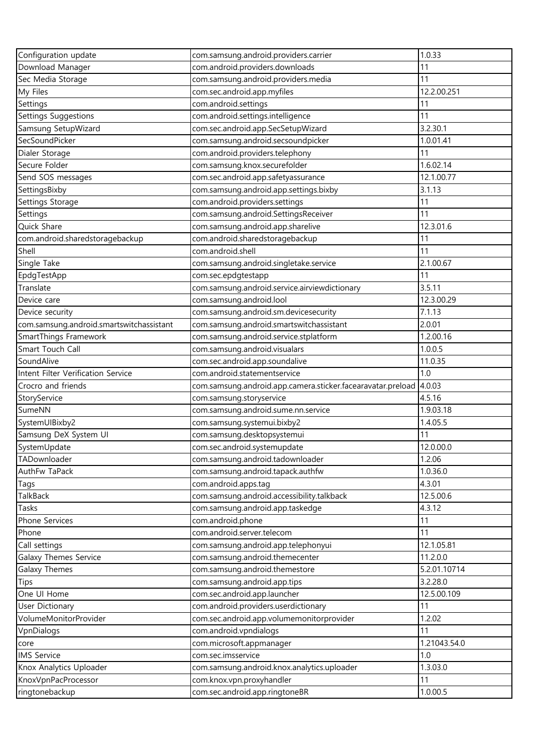| Configuration update | com.samsung.android.providers.carrier | 1.0.33 |
|---|---|---|
| Download Manager | com.android.providers.downloads | 11 |
| Sec Media Storage | com.samsung.android.providers.media | 11 |
| My Files | com.sec.android.app.myfiles | 12.2.00.251 |
| Settings | com.android.settings | 11 |
| Settings Suggestions | com.android.settings.intelligence | 11 |
| Samsung SetupWizard | com.sec.android.app.SecSetupWizard | 3.2.30.1 |
| SecSoundPicker | com.samsung.android.secsoundpicker | 1.0.01.41 |
| Dialer Storage | com.android.providers.telephony | 11 |
| Secure Folder | com.samsung.knox.securefolder | 1.6.02.14 |
| Send SOS messages | com.sec.android.app.safetyassurance | 12.1.00.77 |
| SettingsBixby | com.samsung.android.app.settings.bixby | 3.1.13 |
| Settings Storage | com.android.providers.settings | 11 |
| Settings | com.samsung.android.SettingsReceiver | 11 |
| Quick Share | com.samsung.android.app.sharelive | 12.3.01.6 |
| com.android.sharedstoragebackup | com.android.sharedstoragebackup | 11 |
| Shell | com.android.shell | 11 |
| Single Take | com.samsung.android.singletake.service | 2.1.00.67 |
| EpdgTestApp | com.sec.epdgtestapp | 11 |
| Translate | com.samsung.android.service.airviewdictionary | 3.5.11 |
| Device care | com.samsung.android.lool | 12.3.00.29 |
| Device security | com.samsung.android.sm.devicesecurity | 7.1.13 |
| com.samsung.android.smartswitchassistant | com.samsung.android.smartswitchassistant | 2.0.01 |
| SmartThings Framework | com.samsung.android.service.stplatform | 1.2.00.16 |
| Smart Touch Call | com.samsung.android.visualars | 1.0.0.5 |
| SoundAlive | com.sec.android.app.soundalive | 11.0.35 |
| Intent Filter Verification Service | com.android.statementservice | 1.0 |
| Crocro and friends | com.samsung.android.app.camera.sticker.facearavatar.preload | 4.0.03 |
| StoryService | com.samsung.storyservice | 4.5.16 |
| SumeNN | com.samsung.android.sume.nn.service | 1.9.03.18 |
| SystemUIBixby2 | com.samsung.systemui.bixby2 | 1.4.05.5 |
| Samsung DeX System UI | com.samsung.desktopsystemui | 11 |
| SystemUpdate | com.sec.android.systemupdate | 12.0.00.0 |
| TADownloader | com.samsung.android.tadownloader | 1.2.06 |
| AuthFw TaPack | com.samsung.android.tapack.authfw | 1.0.36.0 |
| Tags | com.android.apps.tag | 4.3.01 |
| TalkBack | com.samsung.android.accessibility.talkback | 12.5.00.6 |
| Tasks | com.samsung.android.app.taskedge | 4.3.12 |
| Phone Services | com.android.phone | 11 |
| Phone | com.android.server.telecom | 11 |
| Call settings | com.samsung.android.app.telephonyui | 12.1.05.81 |
| Galaxy Themes Service | com.samsung.android.themecenter | 11.2.0.0 |
| Galaxy Themes | com.samsung.android.themestore | 5.2.01.10714 |
| Tips | com.samsung.android.app.tips | 3.2.28.0 |
| One UI Home | com.sec.android.app.launcher | 12.5.00.109 |
| User Dictionary | com.android.providers.userdictionary | 11 |
| VolumeMonitorProvider | com.sec.android.app.volumemonitorprovider | 1.2.02 |
| VpnDialogs | com.android.vpndialogs | 11 |
| core | com.microsoft.appmanager | 1.21043.54.0 |
| IMS Service | com.sec.imsservice | 1.0 |
| Knox Analytics Uploader | com.samsung.android.knox.analytics.uploader | 1.3.03.0 |
| KnoxVpnPacProcessor | com.knox.vpn.proxyhandler | 11 |
| ringtonebackup | com.sec.android.app.ringtoneBR | 1.0.00.5 |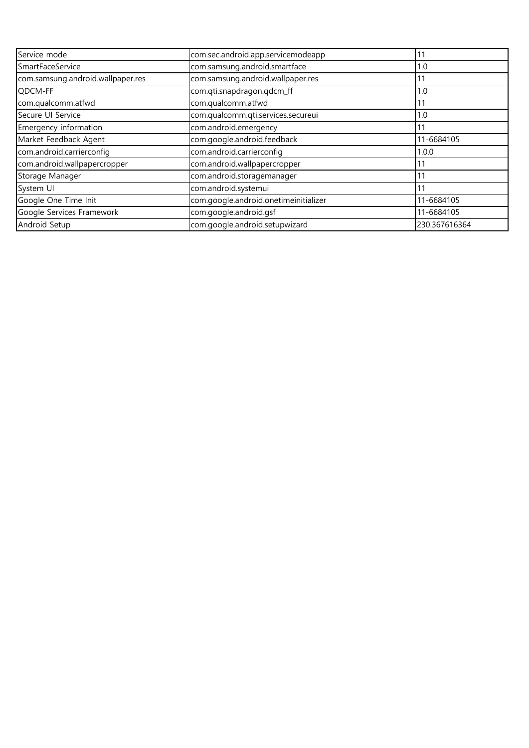| | | |
|---|---|---|
| Service mode | com.sec.android.app.servicemodeapp | 11 |
| SmartFaceService | com.samsung.android.smartface | 1.0 |
| com.samsung.android.wallpaper.res | com.samsung.android.wallpaper.res | 11 |
| QDCM-FF | com.qti.snapdragon.qdcm_ff | 1.0 |
| com.qualcomm.atfwd | com.qualcomm.atfwd | 11 |
| Secure UI Service | com.qualcomm.qti.services.secureui | 1.0 |
| Emergency information | com.android.emergency | 11 |
| Market Feedback Agent | com.google.android.feedback | 11-6684105 |
| com.android.carrierconfig | com.android.carrierconfig | 1.0.0 |
| com.android.wallpapercropper | com.android.wallpapercropper | 11 |
| Storage Manager | com.android.storagemanager | 11 |
| System UI | com.android.systemui | 11 |
| Google One Time Init | com.google.android.onetimeinitializer | 11-6684105 |
| Google Services Framework | com.google.android.gsf | 11-6684105 |
| Android Setup | com.google.android.setupwizard | 230.367616364 |